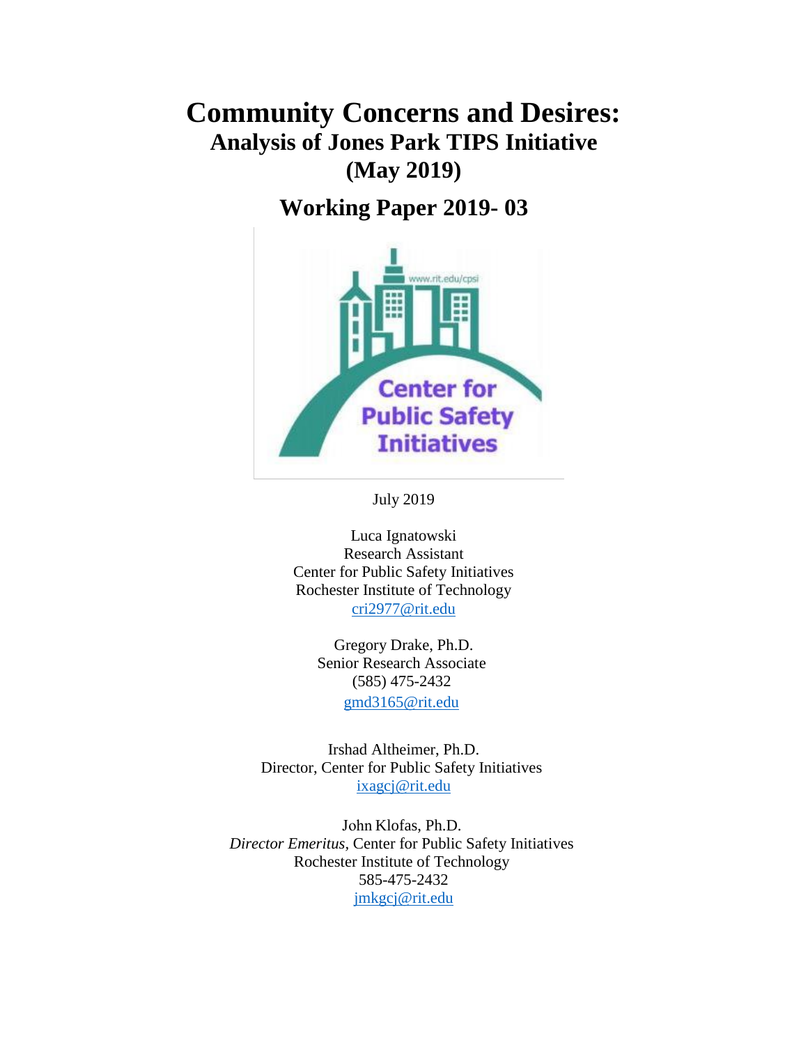# Community Concerns and Desires:

## Analysis of Jones Park TIPS Initiative (May 2019)

## Working Paper 2019- 03

July 2019

Luca Ignatowski
Research Assistant
Center for Public Safety Initiatives
Rochester Institute of Technology
cri2977@rit.edu

Gregory Drake, Ph.D.
Senior Research Associate
(585) 475-2432
gmd3165@rit.edu

Irshad Altheimer, Ph.D.
Director, Center for Public Safety Initiatives
ixagcj@rit.edu

John Klofas, Ph.D.
*Director Emeritus,* Center for Public Safety Initiatives
Rochester Institute of Technology
585-475-2432
jmkgcj@rit.edu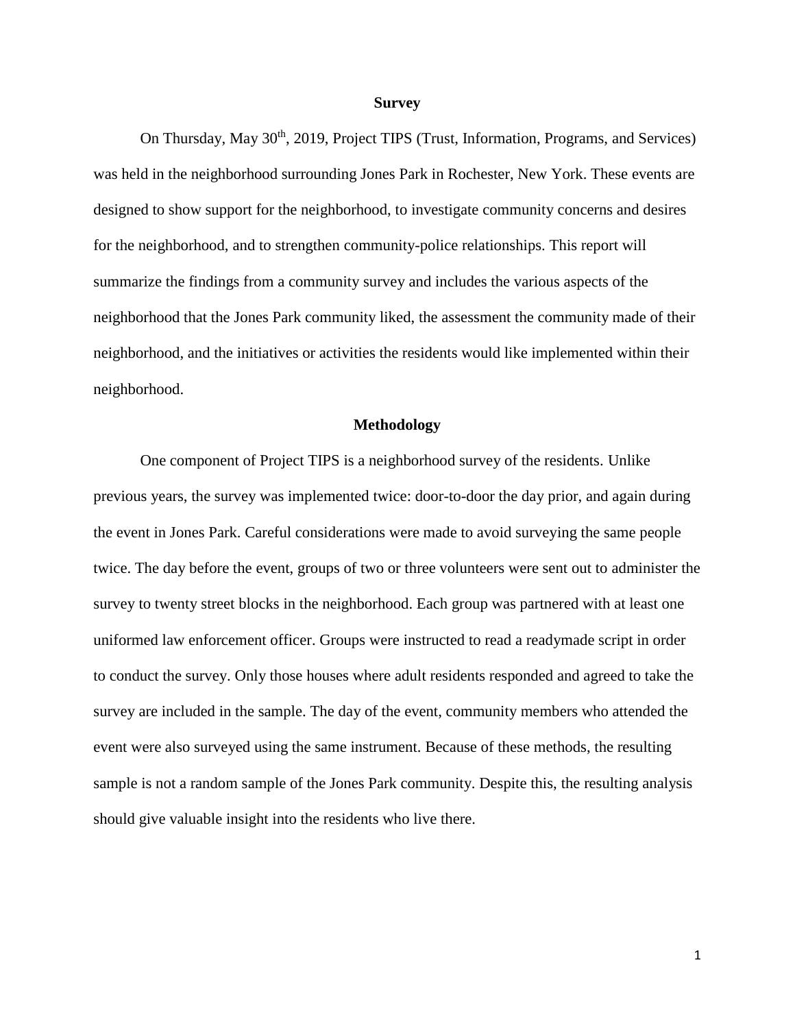## Survey

On Thursday, May 30th, 2019, Project TIPS (Trust, Information, Programs, and Services) was held in the neighborhood surrounding Jones Park in Rochester, New York. These events are designed to show support for the neighborhood, to investigate community concerns and desires for the neighborhood, and to strengthen community-police relationships. This report will summarize the findings from a community survey and includes the various aspects of the neighborhood that the Jones Park community liked, the assessment the community made of their neighborhood, and the initiatives or activities the residents would like implemented within their neighborhood.

## Methodology

One component of Project TIPS is a neighborhood survey of the residents. Unlike previous years, the survey was implemented twice: door-to-door the day prior, and again during the event in Jones Park. Careful considerations were made to avoid surveying the same people twice. The day before the event, groups of two or three volunteers were sent out to administer the survey to twenty street blocks in the neighborhood. Each group was partnered with at least one uniformed law enforcement officer. Groups were instructed to read a readymade script in order to conduct the survey. Only those houses where adult residents responded and agreed to take the survey are included in the sample. The day of the event, community members who attended the event were also surveyed using the same instrument. Because of these methods, the resulting sample is not a random sample of the Jones Park community. Despite this, the resulting analysis should give valuable insight into the residents who live there.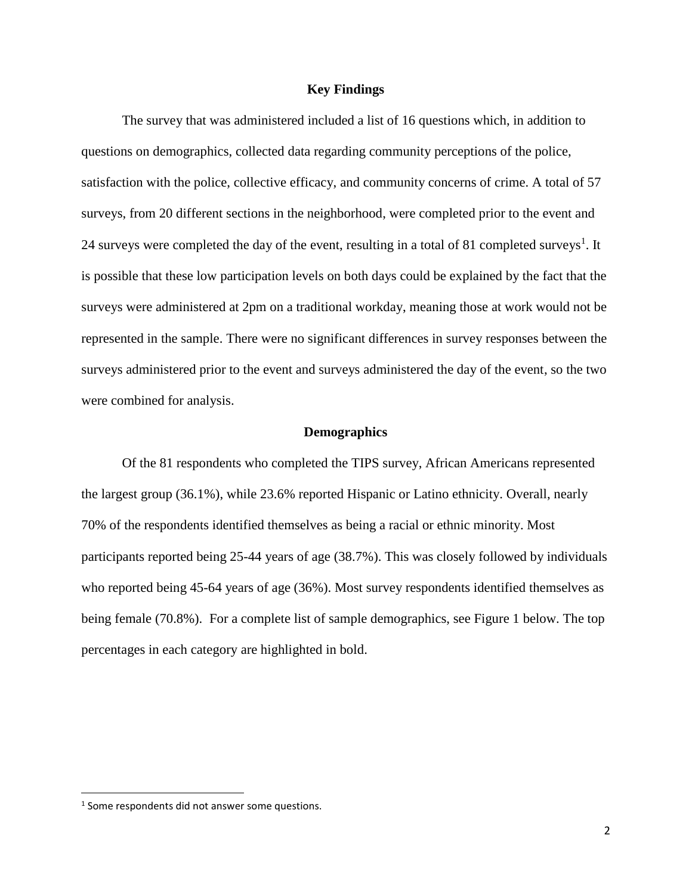## Key Findings

The survey that was administered included a list of 16 questions which, in addition to questions on demographics, collected data regarding community perceptions of the police, satisfaction with the police, collective efficacy, and community concerns of crime. A total of 57 surveys, from 20 different sections in the neighborhood, were completed prior to the event and 24 surveys were completed the day of the event, resulting in a total of 81 completed surveys[1]. It is possible that these low participation levels on both days could be explained by the fact that the surveys were administered at 2pm on a traditional workday, meaning those at work would not be represented in the sample. There were no significant differences in survey responses between the surveys administered prior to the event and surveys administered the day of the event, so the two were combined for analysis.

## Demographics

Of the 81 respondents who completed the TIPS survey, African Americans represented the largest group (36.1%), while 23.6% reported Hispanic or Latino ethnicity. Overall, nearly 70% of the respondents identified themselves as being a racial or ethnic minority. Most participants reported being 25-44 years of age (38.7%). This was closely followed by individuals who reported being 45-64 years of age (36%). Most survey respondents identified themselves as being female (70.8%). For a complete list of sample demographics, see Figure 1 below. The top percentages in each category are highlighted in bold.

[1] Some respondents did not answer some questions.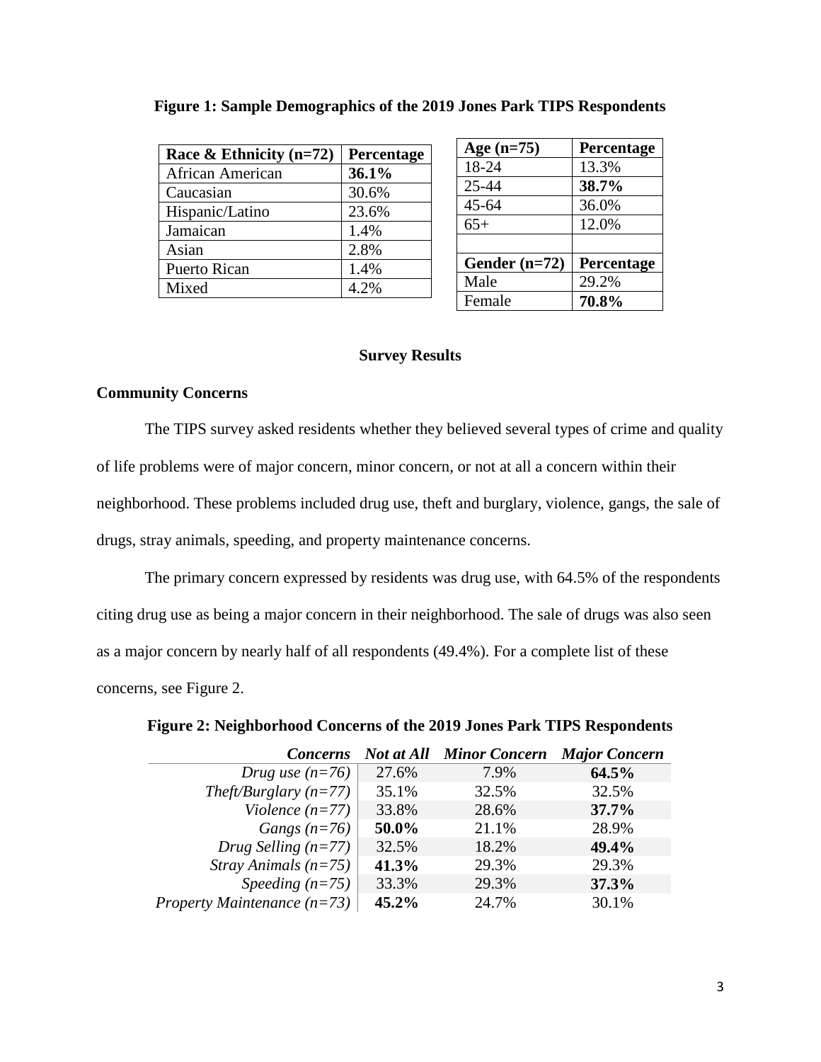**Figure 1: Sample Demographics of the 2019 Jones Park TIPS Respondents**

| Race & Ethnicity (n=72) | Percentage |
|---|---|
| African American | **36.1%** |
| Caucasian | 30.6% |
| Hispanic/Latino | 23.6% |
| Jamaican | 1.4% |
| Asian | 2.8% |
| Puerto Rican | 1.4% |
| Mixed | 4.2% |

| Age (n=75) | Percentage |
|---|---|
| 18-24 | 13.3% |
| 25-44 | **38.7%** |
| 45-64 | 36.0% |
| 65+ | 12.0% |

| Gender (n=72) | Percentage |
|---|---|
| Male | 29.2% |
| Female | **70.8%** |

## Survey Results

### Community Concerns

The TIPS survey asked residents whether they believed several types of crime and quality of life problems were of major concern, minor concern, or not at all a concern within their neighborhood. These problems included drug use, theft and burglary, violence, gangs, the sale of drugs, stray animals, speeding, and property maintenance concerns.

The primary concern expressed by residents was drug use, with 64.5% of the respondents citing drug use as being a major concern in their neighborhood. The sale of drugs was also seen as a major concern by nearly half of all respondents (49.4%). For a complete list of these concerns, see Figure 2.

**Figure 2: Neighborhood Concerns of the 2019 Jones Park TIPS Respondents**

| *Concerns* | *Not at All* | *Minor Concern* | *Major Concern* |
|---|---|---|---|
| *Drug use (n=76)* | 27.6% | 7.9% | **64.5%** |
| *Theft/Burglary (n=77)* | 35.1% | 32.5% | 32.5% |
| *Violence (n=77)* | 33.8% | 28.6% | **37.7%** |
| *Gangs (n=76)* | **50.0%** | 21.1% | 28.9% |
| *Drug Selling (n=77)* | 32.5% | 18.2% | **49.4%** |
| *Stray Animals (n=75)* | **41.3%** | 29.3% | 29.3% |
| *Speeding (n=75)* | 33.3% | 29.3% | **37.3%** |
| *Property Maintenance (n=73)* | **45.2%** | 24.7% | 30.1% |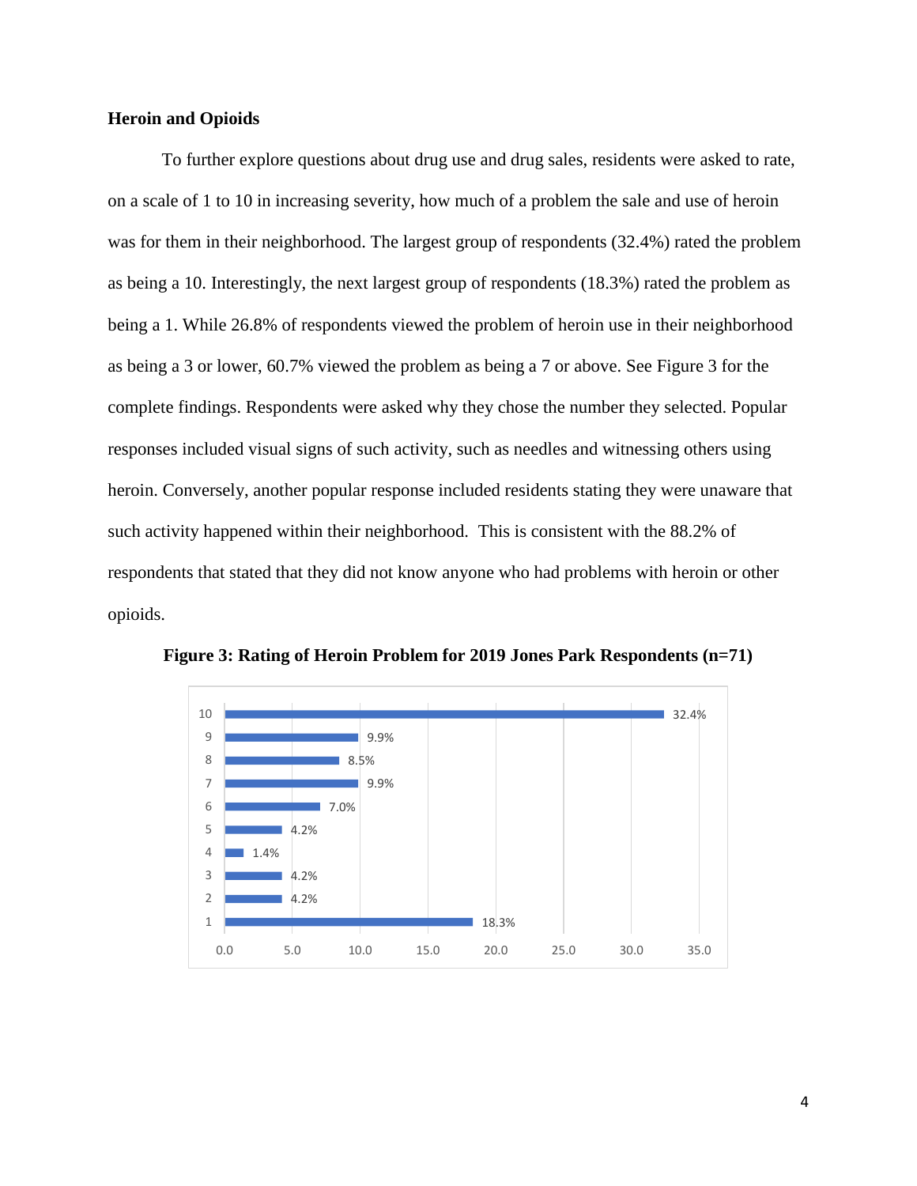### Heroin and Opioids

To further explore questions about drug use and drug sales, residents were asked to rate, on a scale of 1 to 10 in increasing severity, how much of a problem the sale and use of heroin was for them in their neighborhood. The largest group of respondents (32.4%) rated the problem as being a 10. Interestingly, the next largest group of respondents (18.3%) rated the problem as being a 1. While 26.8% of respondents viewed the problem of heroin use in their neighborhood as being a 3 or lower, 60.7% viewed the problem as being a 7 or above. See Figure 3 for the complete findings. Respondents were asked why they chose the number they selected. Popular responses included visual signs of such activity, such as needles and witnessing others using heroin. Conversely, another popular response included residents stating they were unaware that such activity happened within their neighborhood. This is consistent with the 88.2% of respondents that stated that they did not know anyone who had problems with heroin or other opioids.

**Figure 3: Rating of Heroin Problem for 2019 Jones Park Respondents (n=71)**

| Rating | Percent |
|---|---|
| 10 | 32.4% |
| 9 | 9.9% |
| 8 | 8.5% |
| 7 | 9.9% |
| 6 | 7.0% |
| 5 | 4.2% |
| 4 | 1.4% |
| 3 | 4.2% |
| 2 | 4.2% |
| 1 | 18.3% |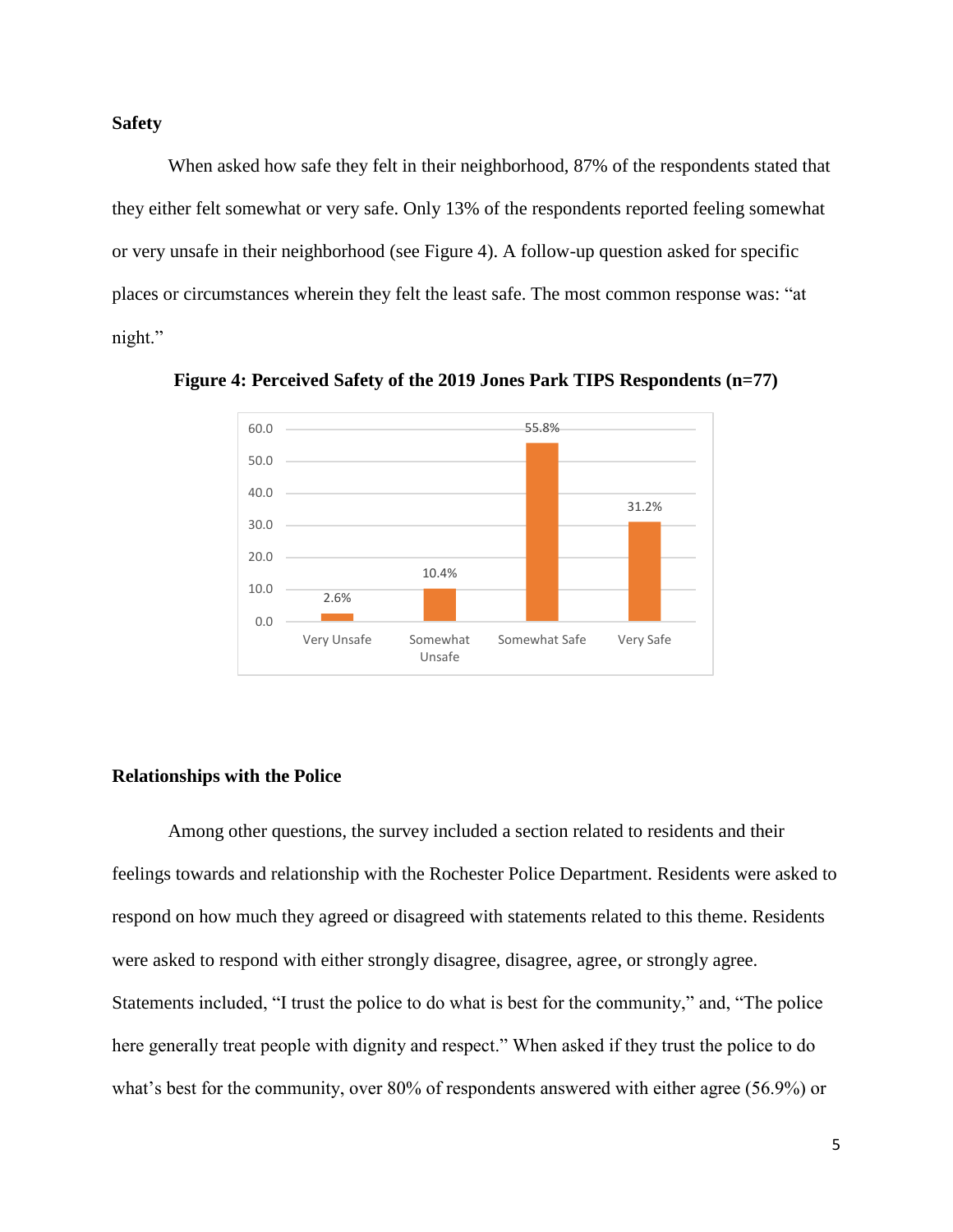### Safety

When asked how safe they felt in their neighborhood, 87% of the respondents stated that they either felt somewhat or very safe. Only 13% of the respondents reported feeling somewhat or very unsafe in their neighborhood (see Figure 4). A follow-up question asked for specific places or circumstances wherein they felt the least safe. The most common response was: "at night."

**Figure 4: Perceived Safety of the 2019 Jones Park TIPS Respondents (n=77)**

| Response | Percent |
|---|---|
| Very Unsafe | 2.6% |
| Somewhat Unsafe | 10.4% |
| Somewhat Safe | 55.8% |
| Very Safe | 31.2% |

### Relationships with the Police

Among other questions, the survey included a section related to residents and their feelings towards and relationship with the Rochester Police Department. Residents were asked to respond on how much they agreed or disagreed with statements related to this theme. Residents were asked to respond with either strongly disagree, disagree, agree, or strongly agree. Statements included, "I trust the police to do what is best for the community," and, "The police here generally treat people with dignity and respect." When asked if they trust the police to do what's best for the community, over 80% of respondents answered with either agree (56.9%) or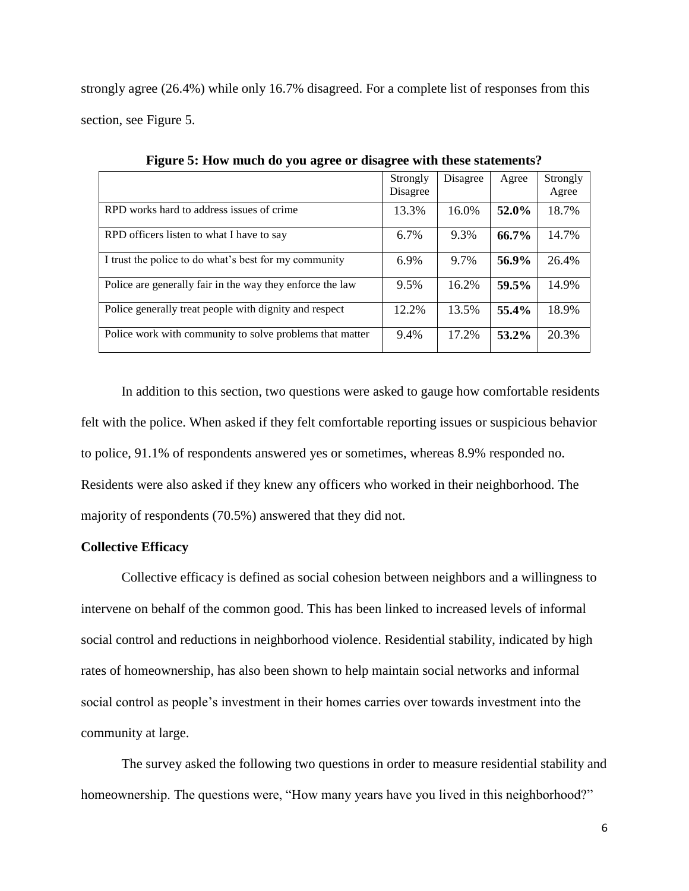strongly agree (26.4%) while only 16.7% disagreed. For a complete list of responses from this section, see Figure 5.

**Figure 5: How much do you agree or disagree with these statements?**

| | Strongly Disagree | Disagree | Agree | Strongly Agree |
|---|---|---|---|---|
| RPD works hard to address issues of crime | 13.3% | 16.0% | **52.0%** | 18.7% |
| RPD officers listen to what I have to say | 6.7% | 9.3% | **66.7%** | 14.7% |
| I trust the police to do what's best for my community | 6.9% | 9.7% | **56.9%** | 26.4% |
| Police are generally fair in the way they enforce the law | 9.5% | 16.2% | **59.5%** | 14.9% |
| Police generally treat people with dignity and respect | 12.2% | 13.5% | **55.4%** | 18.9% |
| Police work with community to solve problems that matter | 9.4% | 17.2% | **53.2%** | 20.3% |

In addition to this section, two questions were asked to gauge how comfortable residents felt with the police. When asked if they felt comfortable reporting issues or suspicious behavior to police, 91.1% of respondents answered yes or sometimes, whereas 8.9% responded no. Residents were also asked if they knew any officers who worked in their neighborhood. The majority of respondents (70.5%) answered that they did not.

**Collective Efficacy**

Collective efficacy is defined as social cohesion between neighbors and a willingness to intervene on behalf of the common good. This has been linked to increased levels of informal social control and reductions in neighborhood violence. Residential stability, indicated by high rates of homeownership, has also been shown to help maintain social networks and informal social control as people's investment in their homes carries over towards investment into the community at large.

The survey asked the following two questions in order to measure residential stability and homeownership. The questions were, "How many years have you lived in this neighborhood?"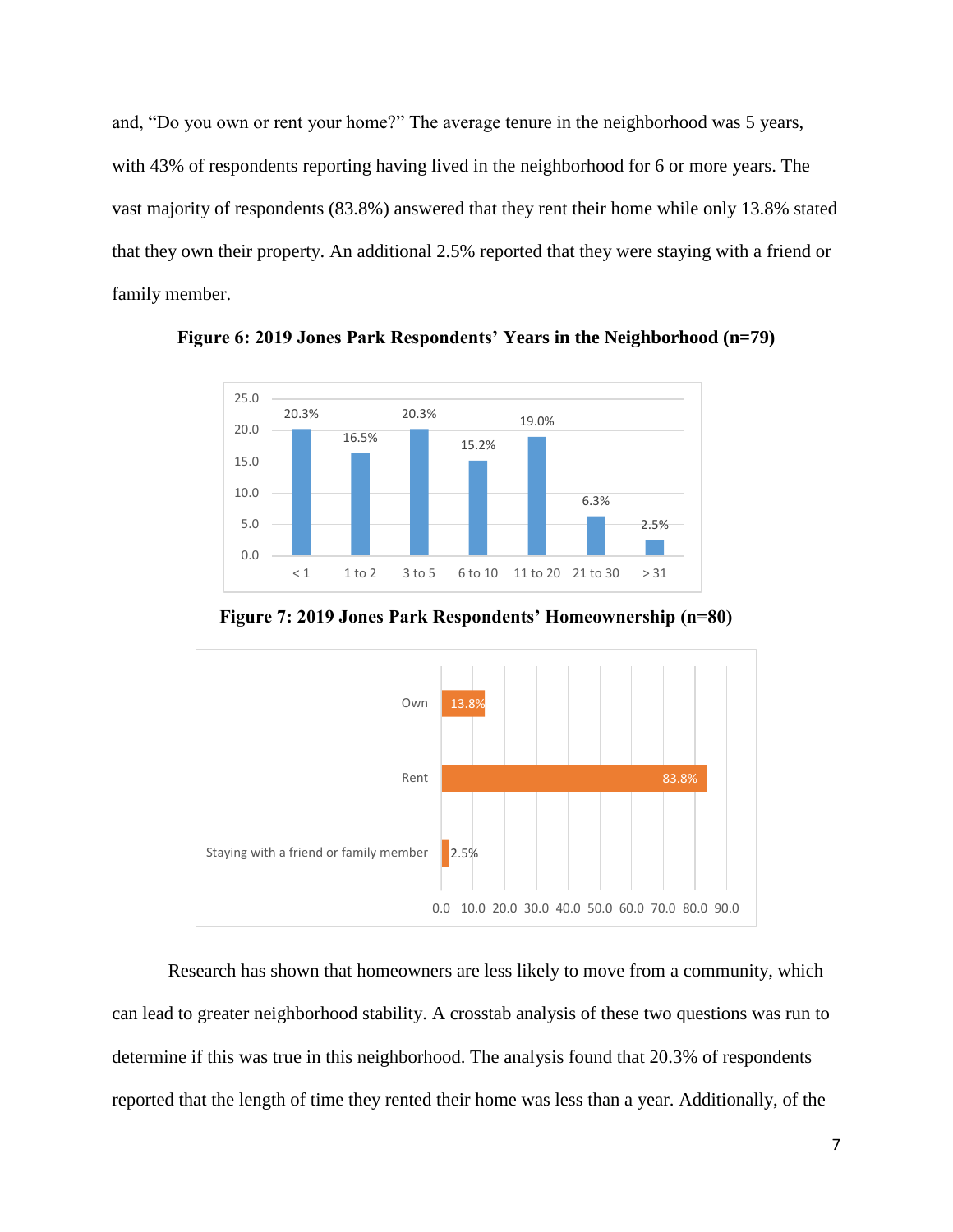and, “Do you own or rent your home?” The average tenure in the neighborhood was 5 years, with 43% of respondents reporting having lived in the neighborhood for 6 or more years. The vast majority of respondents (83.8%) answered that they rent their home while only 13.8% stated that they own their property. An additional 2.5% reported that they were staying with a friend or family member.

**Figure 6: 2019 Jones Park Respondents' Years in the Neighborhood (n=79)**

| Years | Percent |
|---|---|
| < 1 | 20.3% |
| 1 to 2 | 16.5% |
| 3 to 5 | 20.3% |
| 6 to 10 | 15.2% |
| 11 to 20 | 19.0% |
| 21 to 30 | 6.3% |
| > 31 | 2.5% |

**Figure 7: 2019 Jones Park Respondents' Homeownership (n=80)**

| Status | Percent |
|---|---|
| Own | 13.8% |
| Rent | 83.8% |
| Staying with a friend or family member | 2.5% |

Research has shown that homeowners are less likely to move from a community, which can lead to greater neighborhood stability. A crosstab analysis of these two questions was run to determine if this was true in this neighborhood. The analysis found that 20.3% of respondents reported that the length of time they rented their home was less than a year. Additionally, of the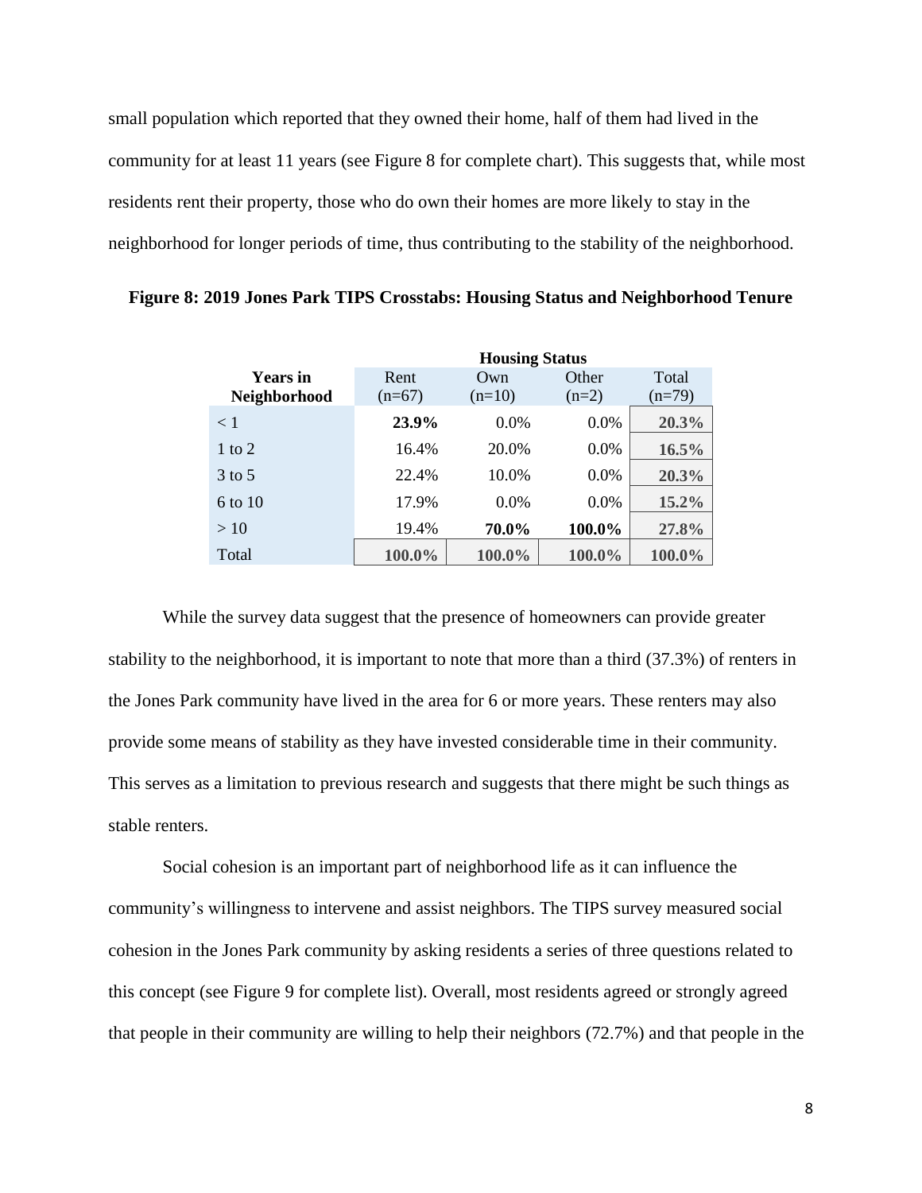small population which reported that they owned their home, half of them had lived in the community for at least 11 years (see Figure 8 for complete chart). This suggests that, while most residents rent their property, those who do own their homes are more likely to stay in the neighborhood for longer periods of time, thus contributing to the stability of the neighborhood.

**Figure 8: 2019 Jones Park TIPS Crosstabs: Housing Status and Neighborhood Tenure**

| | **Housing Status** | | | |
|---|---|---|---|---|
| **Years in Neighborhood** | Rent (n=67) | Own (n=10) | Other (n=2) | Total (n=79) |
| < 1 | **23.9%** | 0.0% | 0.0% | **20.3%** |
| 1 to 2 | 16.4% | 20.0% | 0.0% | **16.5%** |
| 3 to 5 | 22.4% | 10.0% | 0.0% | **20.3%** |
| 6 to 10 | 17.9% | 0.0% | 0.0% | **15.2%** |
| > 10 | 19.4% | **70.0%** | **100.0%** | **27.8%** |
| Total | **100.0%** | **100.0%** | **100.0%** | **100.0%** |

While the survey data suggest that the presence of homeowners can provide greater stability to the neighborhood, it is important to note that more than a third (37.3%) of renters in the Jones Park community have lived in the area for 6 or more years. These renters may also provide some means of stability as they have invested considerable time in their community. This serves as a limitation to previous research and suggests that there might be such things as stable renters.

Social cohesion is an important part of neighborhood life as it can influence the community's willingness to intervene and assist neighbors. The TIPS survey measured social cohesion in the Jones Park community by asking residents a series of three questions related to this concept (see Figure 9 for complete list). Overall, most residents agreed or strongly agreed that people in their community are willing to help their neighbors (72.7%) and that people in the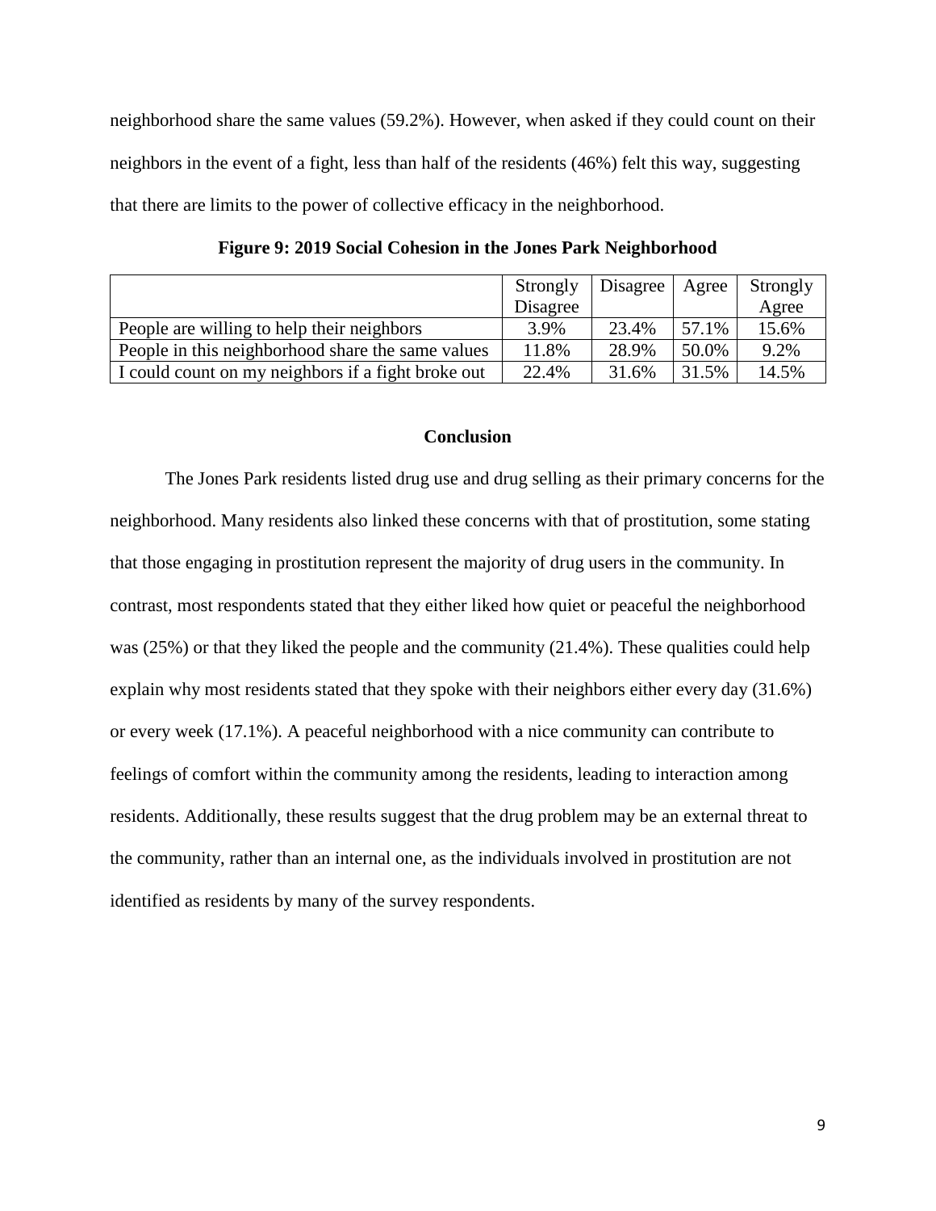neighborhood share the same values (59.2%). However, when asked if they could count on their neighbors in the event of a fight, less than half of the residents (46%) felt this way, suggesting that there are limits to the power of collective efficacy in the neighborhood.

**Figure 9: 2019 Social Cohesion in the Jones Park Neighborhood**

| | Strongly Disagree | Disagree | Agree | Strongly Agree |
|---|---|---|---|---|
| People are willing to help their neighbors | 3.9% | 23.4% | 57.1% | 15.6% |
| People in this neighborhood share the same values | 11.8% | 28.9% | 50.0% | 9.2% |
| I could count on my neighbors if a fight broke out | 22.4% | 31.6% | 31.5% | 14.5% |

## Conclusion

The Jones Park residents listed drug use and drug selling as their primary concerns for the neighborhood. Many residents also linked these concerns with that of prostitution, some stating that those engaging in prostitution represent the majority of drug users in the community. In contrast, most respondents stated that they either liked how quiet or peaceful the neighborhood was (25%) or that they liked the people and the community (21.4%). These qualities could help explain why most residents stated that they spoke with their neighbors either every day (31.6%) or every week (17.1%). A peaceful neighborhood with a nice community can contribute to feelings of comfort within the community among the residents, leading to interaction among residents. Additionally, these results suggest that the drug problem may be an external threat to the community, rather than an internal one, as the individuals involved in prostitution are not identified as residents by many of the survey respondents.